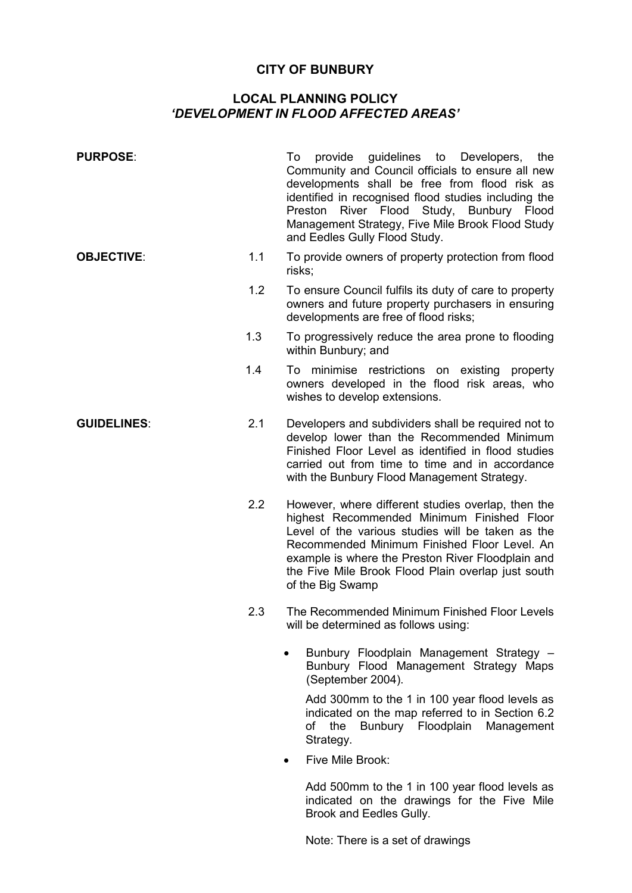# CITY OF BUNBURY

## LOCAL PLANNING POLICY
## *'DEVELOPMENT IN FLOOD AFFECTED AREAS'*

**PURPOSE**: To provide guidelines to Developers, the Community and Council officials to ensure all new developments shall be free from flood risk as identified in recognised flood studies including the Preston River Flood Study, Bunbury Flood Management Strategy, Five Mile Brook Flood Study and Eedles Gully Flood Study.

**OBJECTIVE**:

1.1 To provide owners of property protection from flood risks;

1.2 To ensure Council fulfils its duty of care to property owners and future property purchasers in ensuring developments are free of flood risks;

1.3 To progressively reduce the area prone to flooding within Bunbury; and

1.4 To minimise restrictions on existing property owners developed in the flood risk areas, who wishes to develop extensions.

**GUIDELINES**:

2.1 Developers and subdividers shall be required not to develop lower than the Recommended Minimum Finished Floor Level as identified in flood studies carried out from time to time and in accordance with the Bunbury Flood Management Strategy.

2.2 However, where different studies overlap, then the highest Recommended Minimum Finished Floor Level of the various studies will be taken as the Recommended Minimum Finished Floor Level. An example is where the Preston River Floodplain and the Five Mile Brook Flood Plain overlap just south of the Big Swamp

2.3 The Recommended Minimum Finished Floor Levels will be determined as follows using:

- Bunbury Floodplain Management Strategy – Bunbury Flood Management Strategy Maps (September 2004).

  Add 300mm to the 1 in 100 year flood levels as indicated on the map referred to in Section 6.2 of the Bunbury Floodplain Management Strategy.

- Five Mile Brook:

  Add 500mm to the 1 in 100 year flood levels as indicated on the drawings for the Five Mile Brook and Eedles Gully.

  Note: There is a set of drawings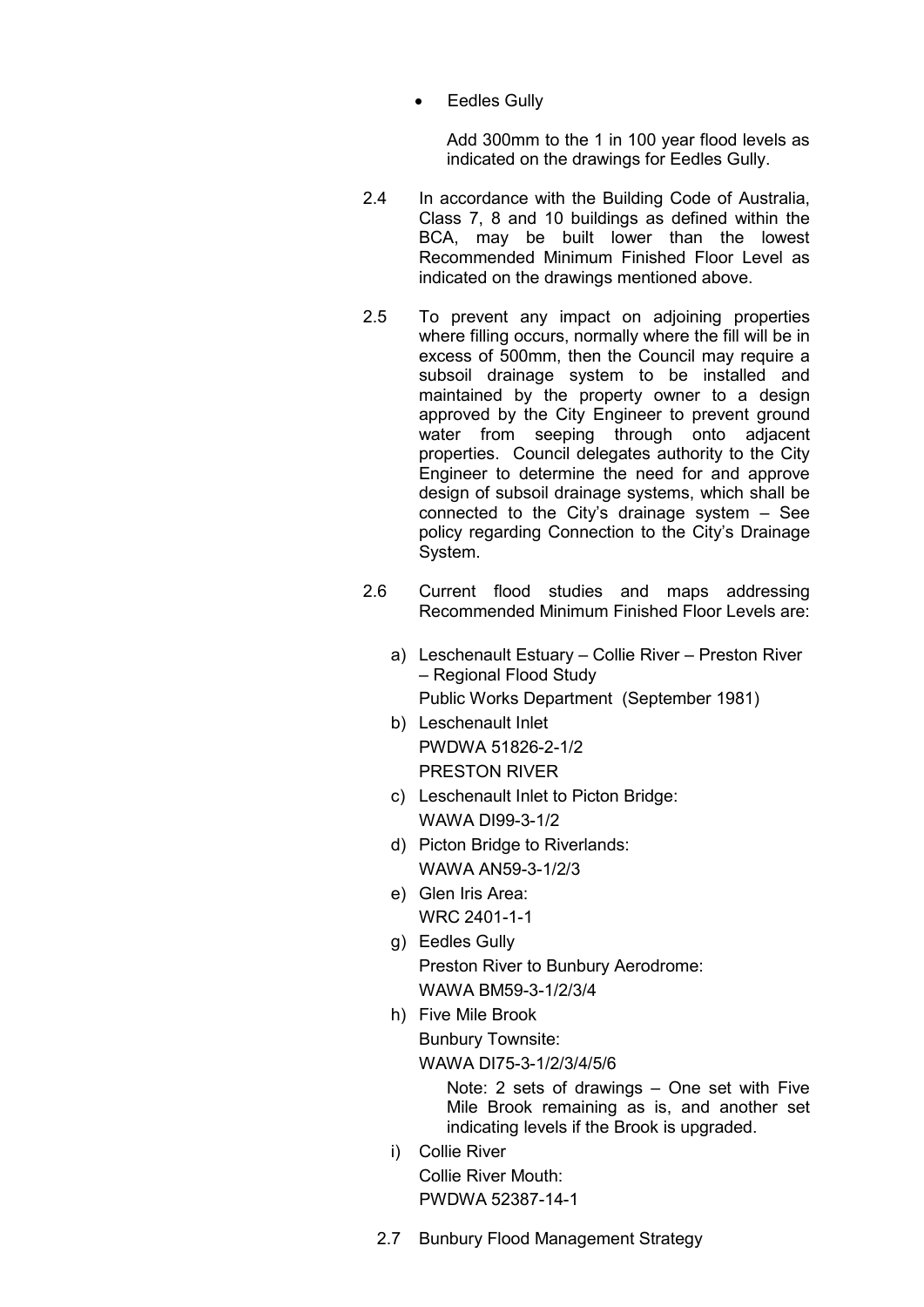- Eedles Gully

  Add 300mm to the 1 in 100 year flood levels as indicated on the drawings for Eedles Gully.

2.4 In accordance with the Building Code of Australia, Class 7, 8 and 10 buildings as defined within the BCA, may be built lower than the lowest Recommended Minimum Finished Floor Level as indicated on the drawings mentioned above.

2.5 To prevent any impact on adjoining properties where filling occurs, normally where the fill will be in excess of 500mm, then the Council may require a subsoil drainage system to be installed and maintained by the property owner to a design approved by the City Engineer to prevent ground water from seeping through onto adjacent properties. Council delegates authority to the City Engineer to determine the need for and approve design of subsoil drainage systems, which shall be connected to the City's drainage system – See policy regarding Connection to the City's Drainage System.

2.6 Current flood studies and maps addressing Recommended Minimum Finished Floor Levels are:

a) Leschenault Estuary – Collie River – Preston River – Regional Flood Study
   Public Works Department (September 1981)

b) Leschenault Inlet
   PWDWA 51826-2-1/2
   PRESTON RIVER

c) Leschenault Inlet to Picton Bridge:
   WAWA DI99-3-1/2

d) Picton Bridge to Riverlands:
   WAWA AN59-3-1/2/3

e) Glen Iris Area:
   WRC 2401-1-1

g) Eedles Gully
   Preston River to Bunbury Aerodrome:
   WAWA BM59-3-1/2/3/4

h) Five Mile Brook
   Bunbury Townsite:
   WAWA DI75-3-1/2/3/4/5/6

   Note: 2 sets of drawings – One set with Five Mile Brook remaining as is, and another set indicating levels if the Brook is upgraded.

i) Collie River
   Collie River Mouth:
   PWDWA 52387-14-1

2.7 Bunbury Flood Management Strategy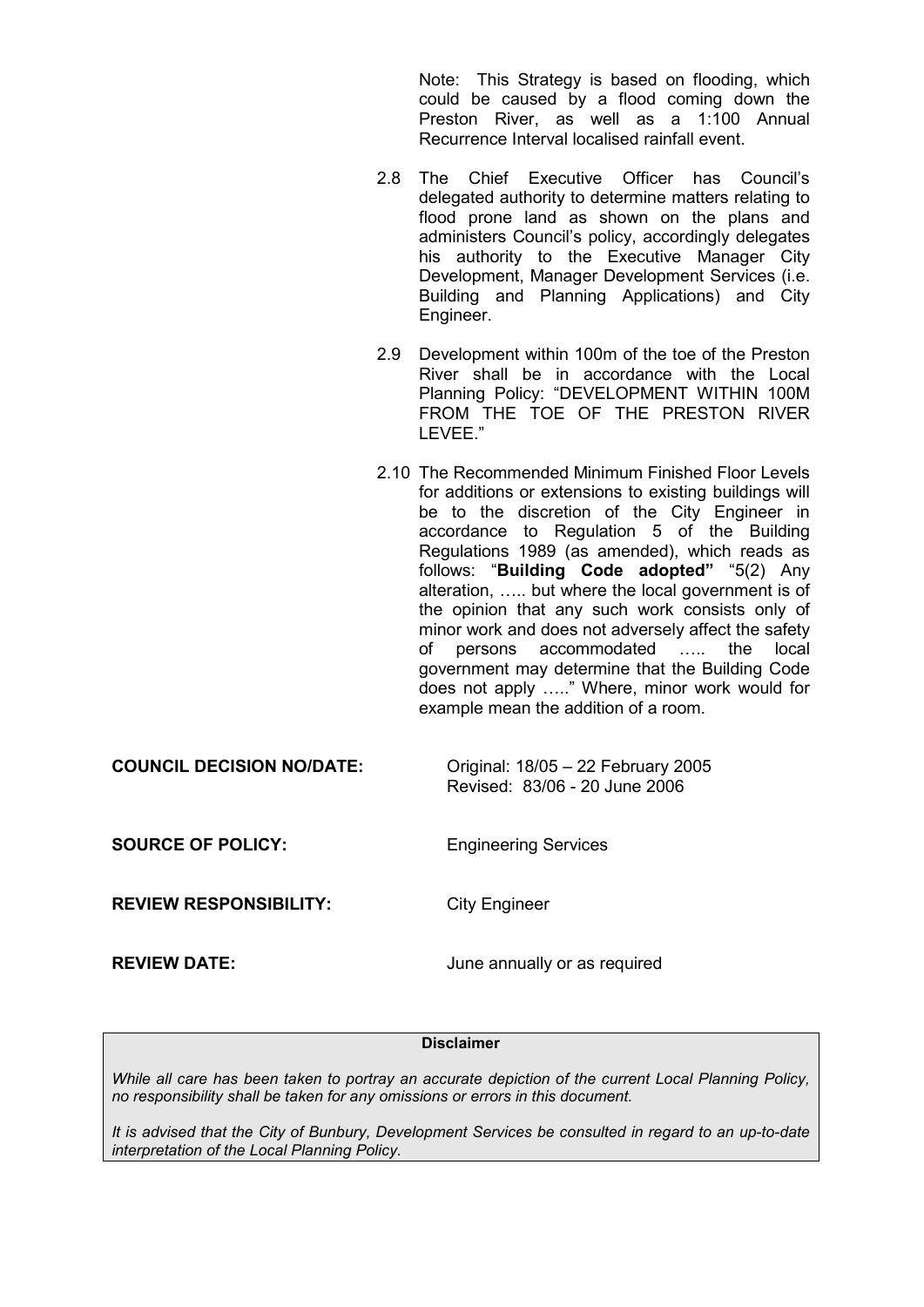Note: This Strategy is based on flooding, which could be caused by a flood coming down the Preston River, as well as a 1:100 Annual Recurrence Interval localised rainfall event.

2.8 The Chief Executive Officer has Council's delegated authority to determine matters relating to flood prone land as shown on the plans and administers Council's policy, accordingly delegates his authority to the Executive Manager City Development, Manager Development Services (i.e. Building and Planning Applications) and City Engineer.

2.9 Development within 100m of the toe of the Preston River shall be in accordance with the Local Planning Policy: "DEVELOPMENT WITHIN 100M FROM THE TOE OF THE PRESTON RIVER LEVEE."

2.10 The Recommended Minimum Finished Floor Levels for additions or extensions to existing buildings will be to the discretion of the City Engineer in accordance to Regulation 5 of the Building Regulations 1989 (as amended), which reads as follows: "**Building Code adopted"** "5(2) Any alteration, ….. but where the local government is of the opinion that any such work consists only of minor work and does not adversely affect the safety of persons accommodated ….. the local government may determine that the Building Code does not apply ….." Where, minor work would for example mean the addition of a room.

**COUNCIL DECISION NO/DATE:** Original: 18/05 – 22 February 2005
Revised: 83/06 - 20 June 2006

**SOURCE OF POLICY:** Engineering Services

**REVIEW RESPONSIBILITY:** City Engineer

**REVIEW DATE:** June annually or as required

**Disclaimer**

*While all care has been taken to portray an accurate depiction of the current Local Planning Policy, no responsibility shall be taken for any omissions or errors in this document.*

*It is advised that the City of Bunbury, Development Services be consulted in regard to an up-to-date interpretation of the Local Planning Policy.*